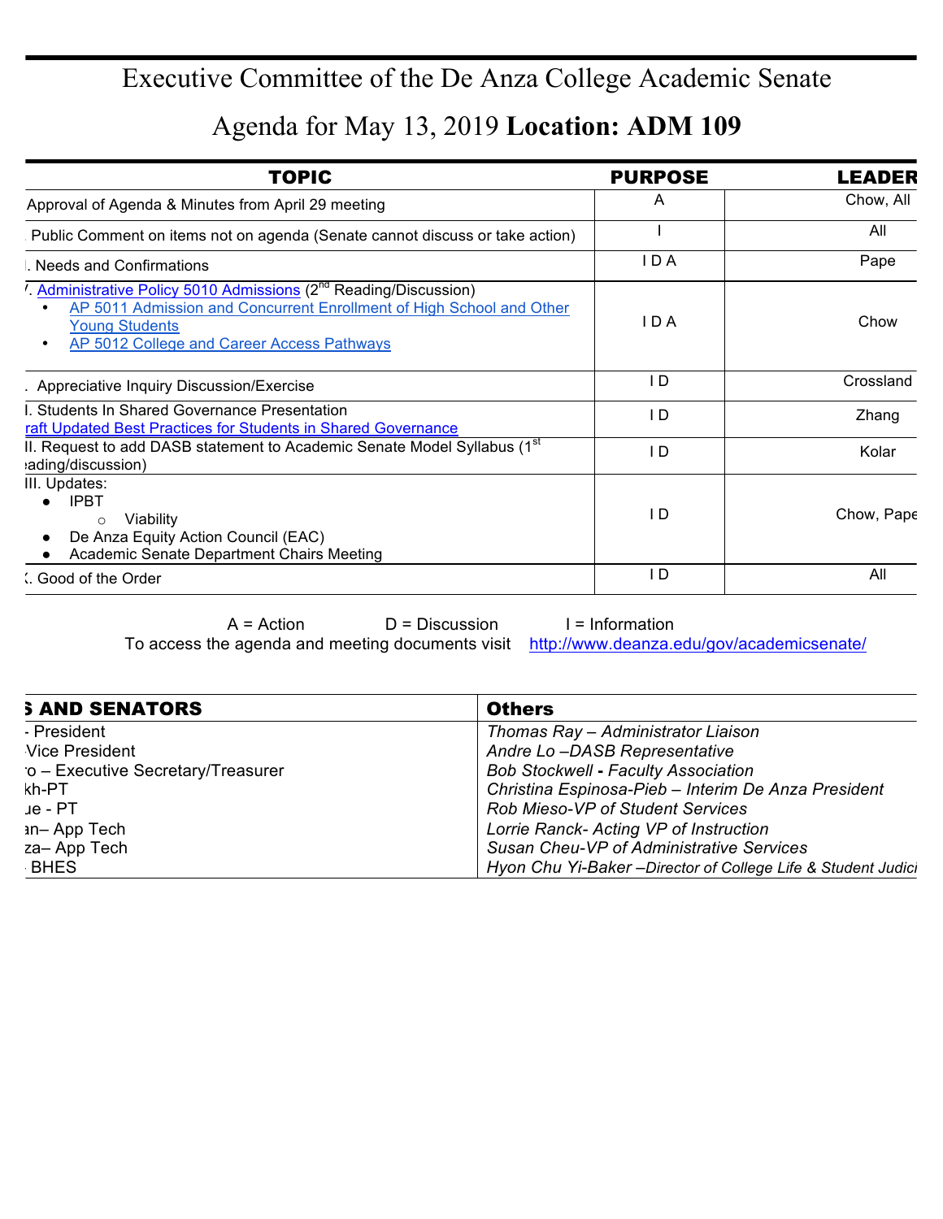# Executive Committee of the De Anza College Academic Senate

## Agenda for May 13, 2019 **Location: ADM 109**

| TOPIC | PURPOSE | LEADER |
|---|---|---|
| Approval of Agenda & Minutes from April 29 meeting | A | Chow, All |
| Public Comment on items not on agenda (Senate cannot discuss or take action) | I | All |
| . Needs and Confirmations | I D A | Pape |
| '. Administrative Policy 5010 Admissions (2nd Reading/Discussion)<br>• AP 5011 Admission and Concurrent Enrollment of High School and Other Young Students<br>• AP 5012 College and Career Access Pathways | I D A | Chow |
| . Appreciative Inquiry Discussion/Exercise | I D | Crossland |
| I. Students In Shared Governance Presentation<br>raft Updated Best Practices for Students in Shared Governance | I D | Zhang |
| II. Request to add DASB statement to Academic Senate Model Syllabus (1st eading/discussion) | I D | Kolar |
| III. Updates:<br>• IPBT<br>  ○ Viability<br>• De Anza Equity Action Council (EAC)<br>• Academic Senate Department Chairs Meeting | I D | Chow, Pape |
| (. Good of the Order | I D | All |

A = Action D = Discussion I = Information

To access the agenda and meeting documents visit http://www.deanza.edu/gov/academicsenate/

| S AND SENATORS | Others |
|---|---|
| - President | *Thomas Ray – Administrator Liaison* |
| Vice President | *Andre Lo –DASB Representative* |
| o – Executive Secretary/Treasurer | *Bob Stockwell* **-** *Faculty Association* |
| kh-PT | *Christina Espinosa-Pieb – Interim De Anza President* |
| ue - PT | *Rob Mieso-VP of Student Services* |
| an– App Tech | *Lorrie Ranck- Acting VP of Instruction* |
| za– App Tech | *Susan Cheu-VP of Administrative Services* |
| BHES | *Hyon Chu Yi-Baker –Director of College Life & Student Judici* |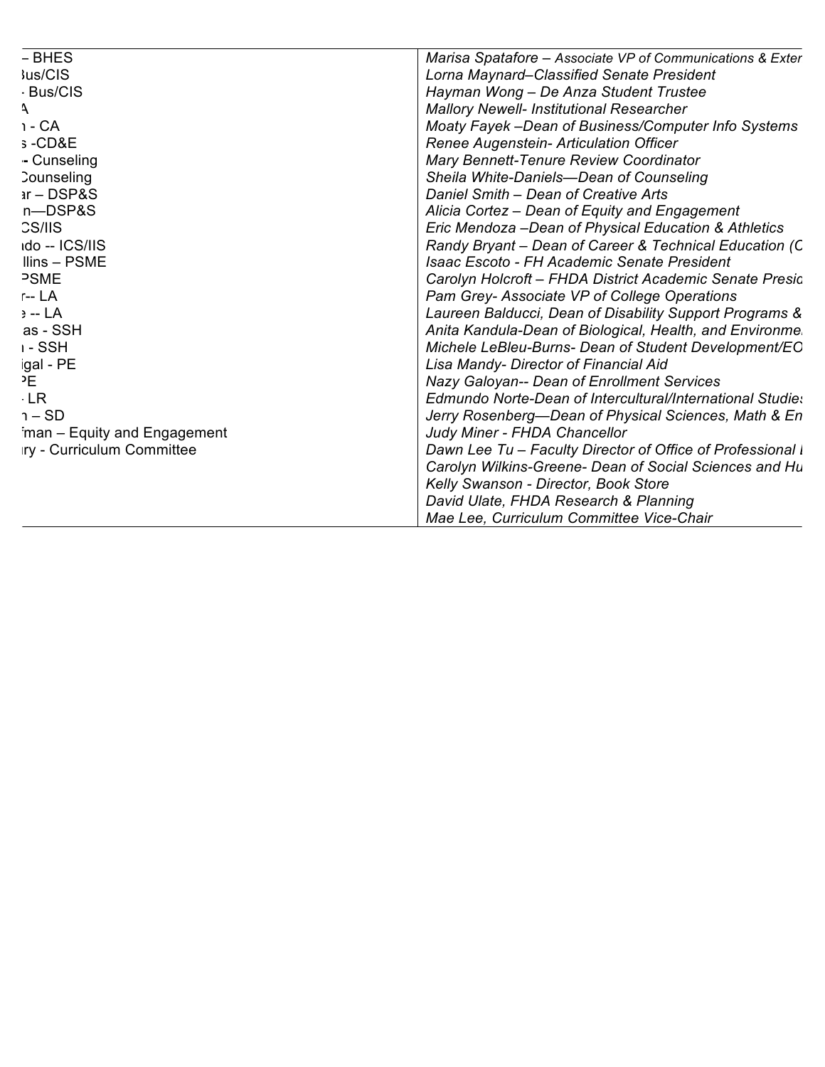| | |
|---|---|
| – BHES | *Marisa Spatafore – Associate VP of Communications & Exter* |
| Bus/CIS | *Lorna Maynard–Classified Senate President* |
| - Bus/CIS | *Hayman Wong – De Anza Student Trustee* |
| A | *Mallory Newell- Institutional Researcher* |
| n - CA | *Moaty Fayek –Dean of Business/Computer Info Systems* |
| s -CD&E | *Renee Augenstein- Articulation Officer* |
| - Cunseling | *Mary Bennett-Tenure Review Coordinator* |
| Counseling | *Sheila White-Daniels—Dean of Counseling* |
| ar – DSP&S | *Daniel Smith – Dean of Creative Arts* |
| n—DSP&S | *Alicia Cortez – Dean of Equity and Engagement* |
| CS/IIS | *Eric Mendoza –Dean of Physical Education & Athletics* |
| ado -- ICS/IIS | *Randy Bryant – Dean of Career & Technical Education (C* |
| llins – PSME | *Isaac Escoto - FH Academic Senate President* |
| PSME | *Carolyn Holcroft – FHDA District Academic Senate Presid* |
| r-- LA | *Pam Grey- Associate VP of College Operations* |
| e -- LA | *Laureen Balducci, Dean of Disability Support Programs &* |
| as - SSH | *Anita Kandula-Dean of Biological, Health, and Environme* |
| n - SSH | *Michele LeBleu-Burns- Dean of Student Development/EO* |
| igal - PE | *Lisa Mandy- Director of Financial Aid* |
| PE | *Nazy Galoyan-- Dean of Enrollment Services* |
| - LR | *Edmundo Norte-Dean of Intercultural/International Studies* |
| n – SD | *Jerry Rosenberg—Dean of Physical Sciences, Math & En* |
| fman – Equity and Engagement | *Judy Miner - FHDA Chancellor* |
| ry - Curriculum Committee | *Dawn Lee Tu – Faculty Director of Office of Professional* |
| | *Carolyn Wilkins-Greene- Dean of Social Sciences and Hu* |
| | *Kelly Swanson - Director, Book Store* |
| | *David Ulate, FHDA Research & Planning* |
| | *Mae Lee, Curriculum Committee Vice-Chair* |